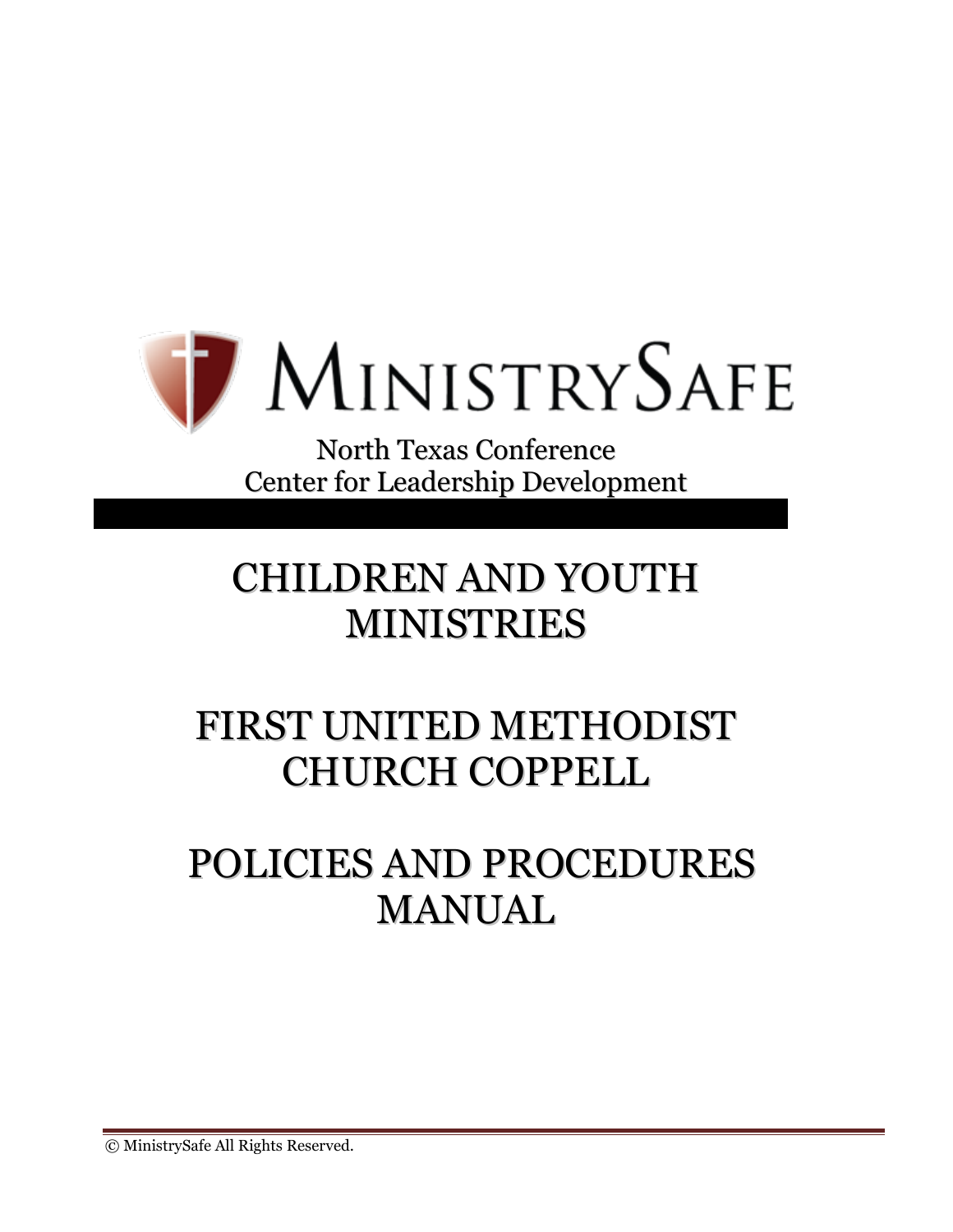# MINISTRYSAFE

North Texas Conference
Center for Leadership Development

# CHILDREN AND YOUTH MINISTRIES

# FIRST UNITED METHODIST CHURCH COPPELL

# POLICIES AND PROCEDURES MANUAL

Ⓒ MinistrySafe All Rights Reserved.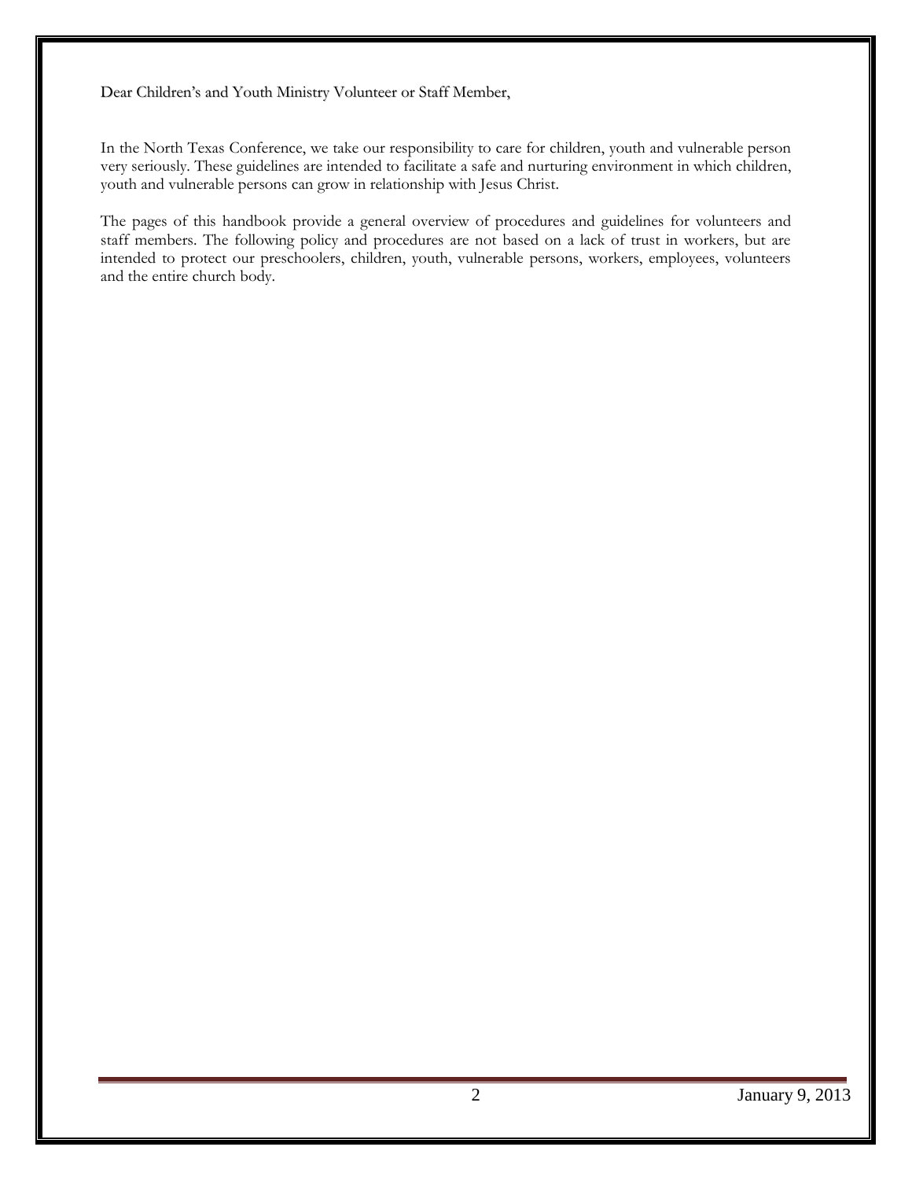Dear Children's and Youth Ministry Volunteer or Staff Member,

In the North Texas Conference, we take our responsibility to care for children, youth and vulnerable person very seriously. These guidelines are intended to facilitate a safe and nurturing environment in which children, youth and vulnerable persons can grow in relationship with Jesus Christ.

The pages of this handbook provide a general overview of procedures and guidelines for volunteers and staff members. The following policy and procedures are not based on a lack of trust in workers, but are intended to protect our preschoolers, children, youth, vulnerable persons, workers, employees, volunteers and the entire church body.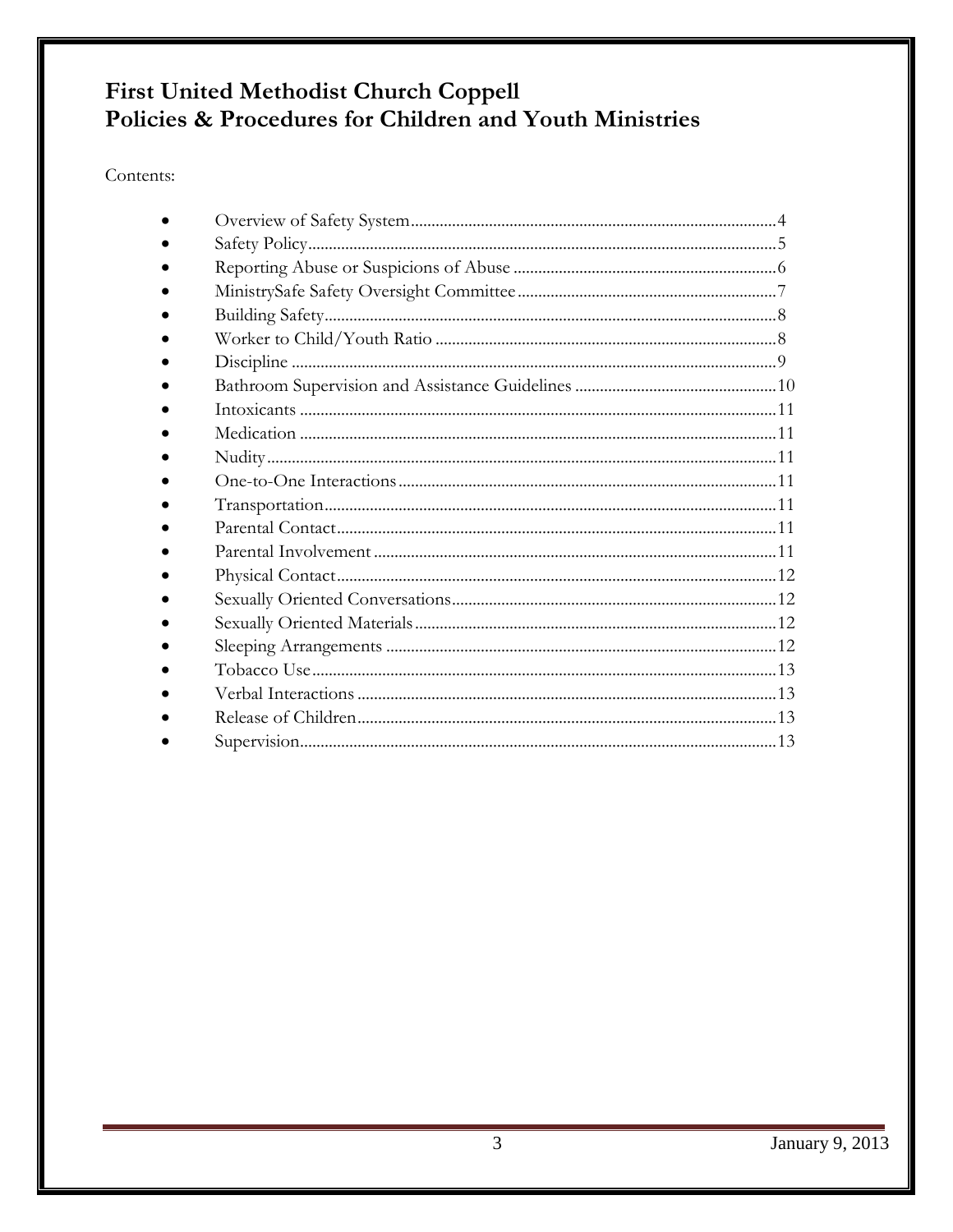# First United Methodist Church Coppell
# Policies & Procedures for Children and Youth Ministries

Contents:

- Overview of Safety System....................................................................................4
- Safety Policy..........................................................................................................5
- Reporting Abuse or Suspicions of Abuse ...............................................................6
- MinistrySafe Safety Oversight Committee..............................................................7
- Building Safety........................................................................................................8
- Worker to Child/Youth Ratio ..................................................................................8
- Discipline ...............................................................................................................9
- Bathroom Supervision and Assistance Guidelines ................................................10
- Intoxicants ...........................................................................................................11
- Medication ...........................................................................................................11
- Nudity..................................................................................................................11
- One-to-One Interactions.......................................................................................11
- Transportation......................................................................................................11
- Parental Contact...................................................................................................11
- Parental Involvement............................................................................................11
- Physical Contact...................................................................................................12
- Sexually Oriented Conversations..........................................................................12
- Sexually Oriented Materials..................................................................................12
- Sleeping Arrangements ........................................................................................12
- Tobacco Use.........................................................................................................13
- Verbal Interactions ...............................................................................................13
- Release of Children...............................................................................................13
- Supervision...........................................................................................................13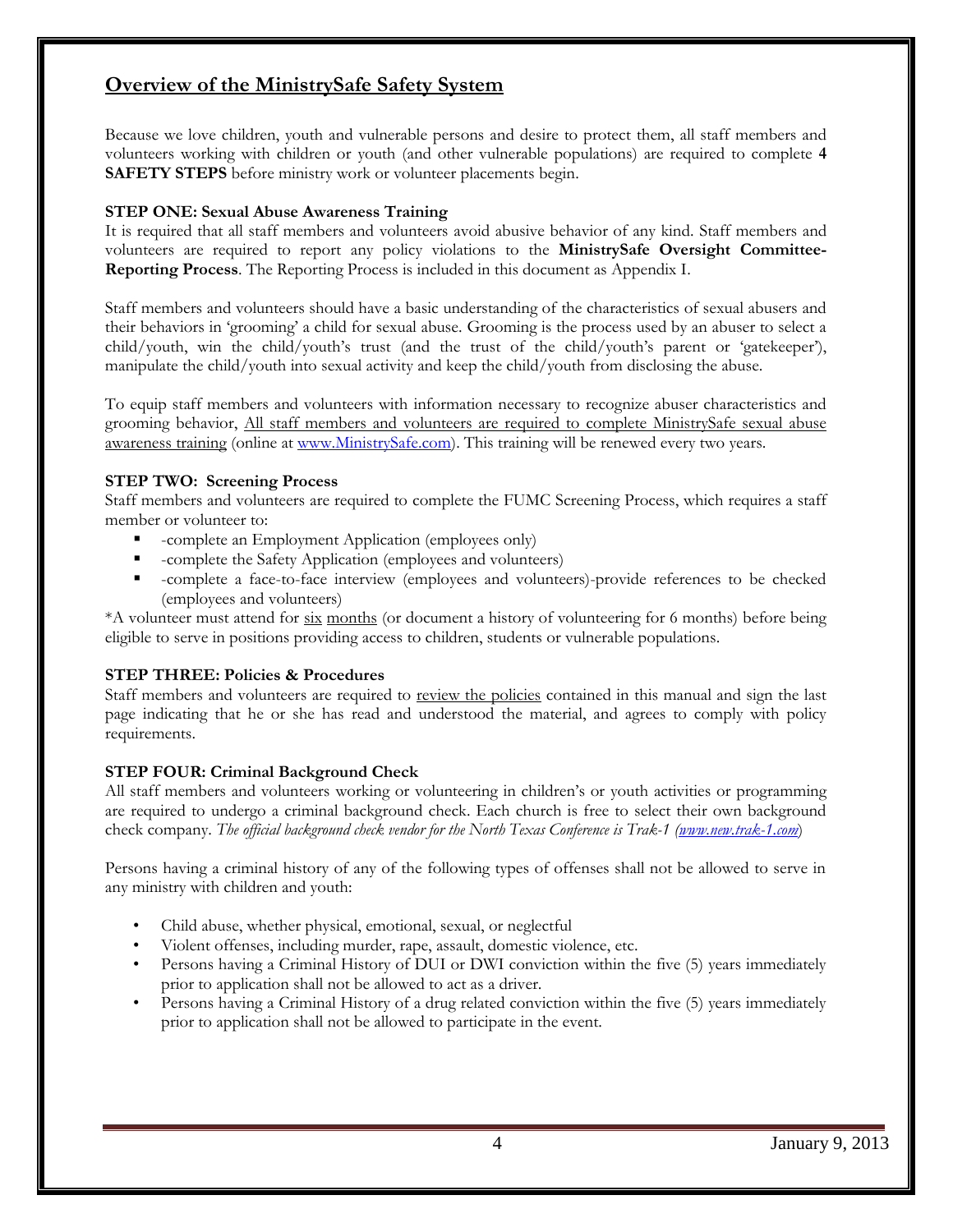## Overview of the MinistrySafe Safety System

Because we love children, youth and vulnerable persons and desire to protect them, all staff members and volunteers working with children or youth (and other vulnerable populations) are required to complete **4 SAFETY STEPS** before ministry work or volunteer placements begin.

**STEP ONE: Sexual Abuse Awareness Training**
It is required that all staff members and volunteers avoid abusive behavior of any kind. Staff members and volunteers are required to report any policy violations to the **MinistrySafe Oversight Committee-Reporting Process**. The Reporting Process is included in this document as Appendix I.

Staff members and volunteers should have a basic understanding of the characteristics of sexual abusers and their behaviors in 'grooming' a child for sexual abuse. Grooming is the process used by an abuser to select a child/youth, win the child/youth's trust (and the trust of the child/youth's parent or 'gatekeeper'), manipulate the child/youth into sexual activity and keep the child/youth from disclosing the abuse.

To equip staff members and volunteers with information necessary to recognize abuser characteristics and grooming behavior, All staff members and volunteers are required to complete MinistrySafe sexual abuse awareness training (online at [www.MinistrySafe.com](www.MinistrySafe.com)). This training will be renewed every two years.

**STEP TWO: Screening Process**
Staff members and volunteers are required to complete the FUMC Screening Process, which requires a staff member or volunteer to:

- -complete an Employment Application (employees only)
- -complete the Safety Application (employees and volunteers)
- -complete a face-to-face interview (employees and volunteers)-provide references to be checked (employees and volunteers)

*A volunteer must attend for six months (or document a history of volunteering for 6 months) before being eligible to serve in positions providing access to children, students or vulnerable populations.

**STEP THREE: Policies & Procedures**
Staff members and volunteers are required to review the policies contained in this manual and sign the last page indicating that he or she has read and understood the material, and agrees to comply with policy requirements.

**STEP FOUR: Criminal Background Check**
All staff members and volunteers working or volunteering in children's or youth activities or programming are required to undergo a criminal background check. Each church is free to select their own background check company. *The official background check vendor for the North Texas Conference is Trak-1 ([www.new.trak-1.com](www.new.trak-1.com))*

Persons having a criminal history of any of the following types of offenses shall not be allowed to serve in any ministry with children and youth:

- Child abuse, whether physical, emotional, sexual, or neglectful
- Violent offenses, including murder, rape, assault, domestic violence, etc.
- Persons having a Criminal History of DUI or DWI conviction within the five (5) years immediately prior to application shall not be allowed to act as a driver.
- Persons having a Criminal History of a drug related conviction within the five (5) years immediately prior to application shall not be allowed to participate in the event.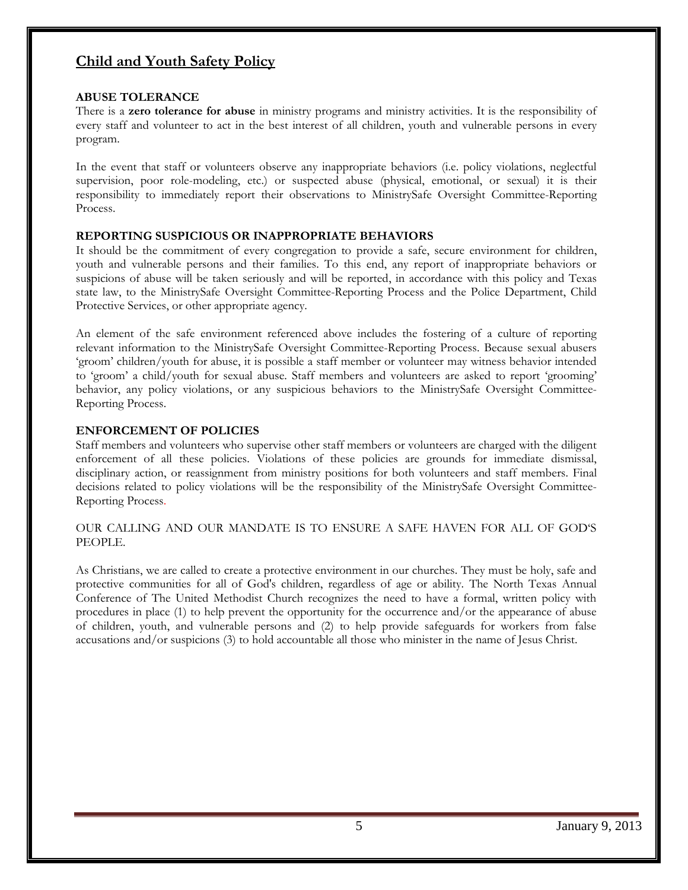## Child and Youth Safety Policy

### ABUSE TOLERANCE

There is a **zero tolerance for abuse** in ministry programs and ministry activities. It is the responsibility of every staff and volunteer to act in the best interest of all children, youth and vulnerable persons in every program.

In the event that staff or volunteers observe any inappropriate behaviors (i.e. policy violations, neglectful supervision, poor role-modeling, etc.) or suspected abuse (physical, emotional, or sexual) it is their responsibility to immediately report their observations to MinistrySafe Oversight Committee-Reporting Process.

### REPORTING SUSPICIOUS OR INAPPROPRIATE BEHAVIORS

It should be the commitment of every congregation to provide a safe, secure environment for children, youth and vulnerable persons and their families. To this end, any report of inappropriate behaviors or suspicions of abuse will be taken seriously and will be reported, in accordance with this policy and Texas state law, to the MinistrySafe Oversight Committee-Reporting Process and the Police Department, Child Protective Services, or other appropriate agency.

An element of the safe environment referenced above includes the fostering of a culture of reporting relevant information to the MinistrySafe Oversight Committee-Reporting Process. Because sexual abusers 'groom' children/youth for abuse, it is possible a staff member or volunteer may witness behavior intended to 'groom' a child/youth for sexual abuse. Staff members and volunteers are asked to report 'grooming' behavior, any policy violations, or any suspicious behaviors to the MinistrySafe Oversight Committee-Reporting Process.

### ENFORCEMENT OF POLICIES

Staff members and volunteers who supervise other staff members or volunteers are charged with the diligent enforcement of all these policies. Violations of these policies are grounds for immediate dismissal, disciplinary action, or reassignment from ministry positions for both volunteers and staff members. Final decisions related to policy violations will be the responsibility of the MinistrySafe Oversight Committee-Reporting Process.

OUR CALLING AND OUR MANDATE IS TO ENSURE A SAFE HAVEN FOR ALL OF GOD'S PEOPLE.

As Christians, we are called to create a protective environment in our churches. They must be holy, safe and protective communities for all of God's children, regardless of age or ability. The North Texas Annual Conference of The United Methodist Church recognizes the need to have a formal, written policy with procedures in place (1) to help prevent the opportunity for the occurrence and/or the appearance of abuse of children, youth, and vulnerable persons and (2) to help provide safeguards for workers from false accusations and/or suspicions (3) to hold accountable all those who minister in the name of Jesus Christ.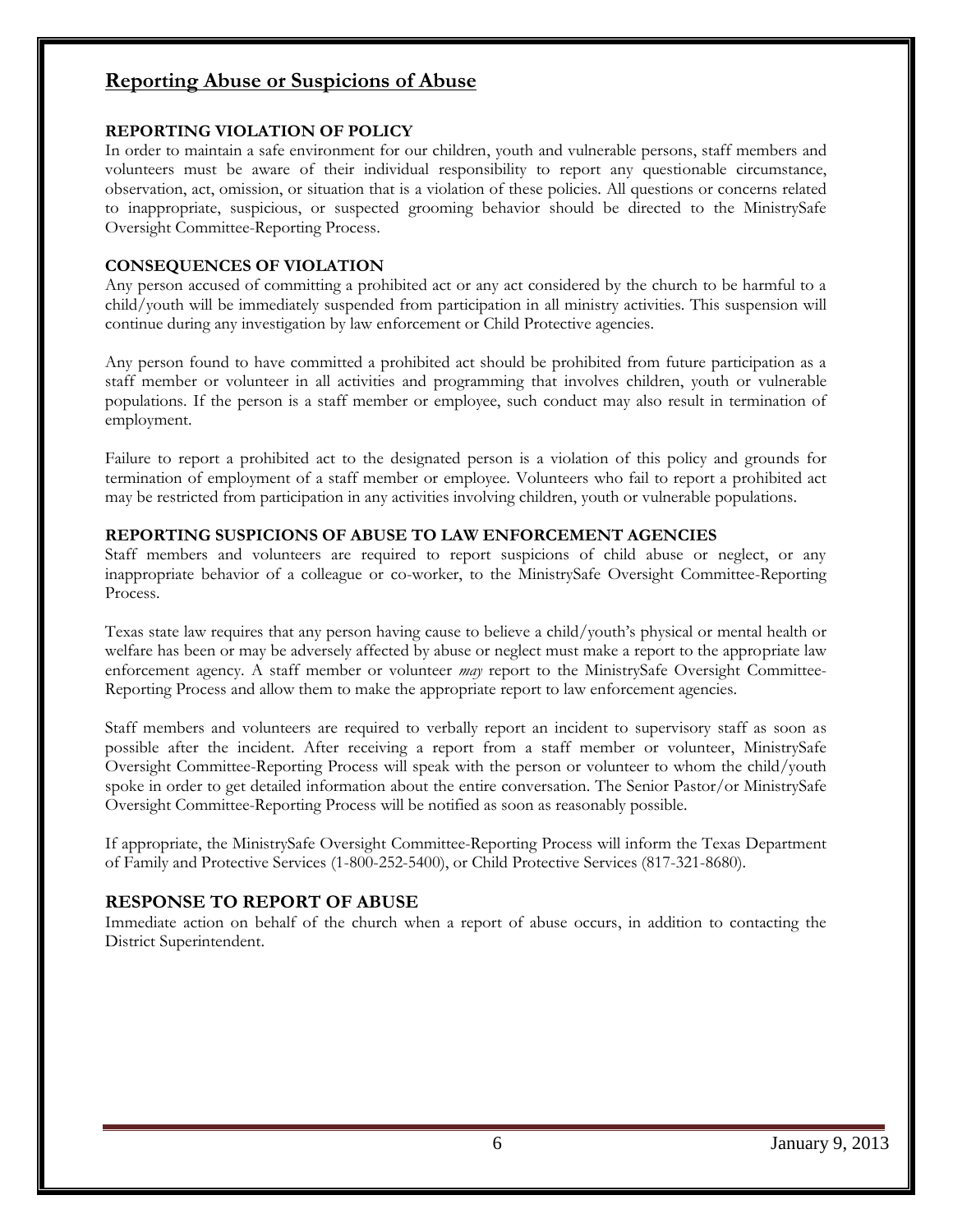## Reporting Abuse or Suspicions of Abuse

**REPORTING VIOLATION OF POLICY**

In order to maintain a safe environment for our children, youth and vulnerable persons, staff members and volunteers must be aware of their individual responsibility to report any questionable circumstance, observation, act, omission, or situation that is a violation of these policies. All questions or concerns related to inappropriate, suspicious, or suspected grooming behavior should be directed to the MinistrySafe Oversight Committee-Reporting Process.

**CONSEQUENCES OF VIOLATION**

Any person accused of committing a prohibited act or any act considered by the church to be harmful to a child/youth will be immediately suspended from participation in all ministry activities. This suspension will continue during any investigation by law enforcement or Child Protective agencies.

Any person found to have committed a prohibited act should be prohibited from future participation as a staff member or volunteer in all activities and programming that involves children, youth or vulnerable populations. If the person is a staff member or employee, such conduct may also result in termination of employment.

Failure to report a prohibited act to the designated person is a violation of this policy and grounds for termination of employment of a staff member or employee. Volunteers who fail to report a prohibited act may be restricted from participation in any activities involving children, youth or vulnerable populations.

**REPORTING SUSPICIONS OF ABUSE TO LAW ENFORCEMENT AGENCIES**

Staff members and volunteers are required to report suspicions of child abuse or neglect, or any inappropriate behavior of a colleague or co-worker, to the MinistrySafe Oversight Committee-Reporting Process.

Texas state law requires that any person having cause to believe a child/youth's physical or mental health or welfare has been or may be adversely affected by abuse or neglect must make a report to the appropriate law enforcement agency. A staff member or volunteer *may* report to the MinistrySafe Oversight Committee-Reporting Process and allow them to make the appropriate report to law enforcement agencies.

Staff members and volunteers are required to verbally report an incident to supervisory staff as soon as possible after the incident. After receiving a report from a staff member or volunteer, MinistrySafe Oversight Committee-Reporting Process will speak with the person or volunteer to whom the child/youth spoke in order to get detailed information about the entire conversation. The Senior Pastor/or MinistrySafe Oversight Committee-Reporting Process will be notified as soon as reasonably possible.

If appropriate, the MinistrySafe Oversight Committee-Reporting Process will inform the Texas Department of Family and Protective Services (1-800-252-5400), or Child Protective Services (817-321-8680).

### RESPONSE TO REPORT OF ABUSE

Immediate action on behalf of the church when a report of abuse occurs, in addition to contacting the District Superintendent.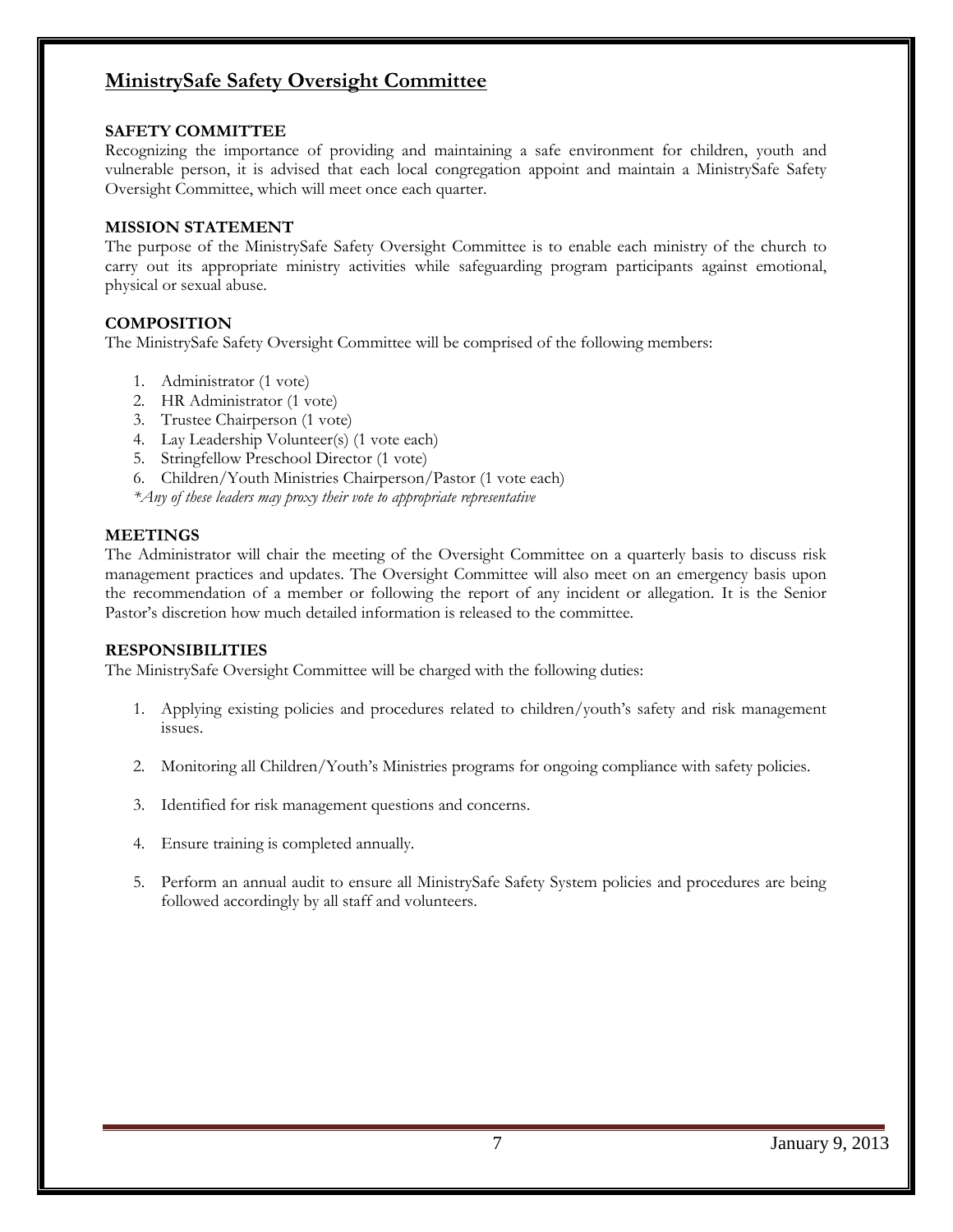# MinistrySafe Safety Oversight Committee

**SAFETY COMMITTEE**

Recognizing the importance of providing and maintaining a safe environment for children, youth and vulnerable person, it is advised that each local congregation appoint and maintain a MinistrySafe Safety Oversight Committee, which will meet once each quarter.

**MISSION STATEMENT**

The purpose of the MinistrySafe Safety Oversight Committee is to enable each ministry of the church to carry out its appropriate ministry activities while safeguarding program participants against emotional, physical or sexual abuse.

**COMPOSITION**

The MinistrySafe Safety Oversight Committee will be comprised of the following members:

1. Administrator (1 vote)
2. HR Administrator (1 vote)
3. Trustee Chairperson (1 vote)
4. Lay Leadership Volunteer(s) (1 vote each)
5. Stringfellow Preschool Director (1 vote)
6. Children/Youth Ministries Chairperson/Pastor (1 vote each)

*\*Any of these leaders may proxy their vote to appropriate representative*

**MEETINGS**

The Administrator will chair the meeting of the Oversight Committee on a quarterly basis to discuss risk management practices and updates. The Oversight Committee will also meet on an emergency basis upon the recommendation of a member or following the report of any incident or allegation. It is the Senior Pastor's discretion how much detailed information is released to the committee.

**RESPONSIBILITIES**

The MinistrySafe Oversight Committee will be charged with the following duties:

1. Applying existing policies and procedures related to children/youth's safety and risk management issues.
2. Monitoring all Children/Youth's Ministries programs for ongoing compliance with safety policies.
3. Identified for risk management questions and concerns.
4. Ensure training is completed annually.
5. Perform an annual audit to ensure all MinistrySafe Safety System policies and procedures are being followed accordingly by all staff and volunteers.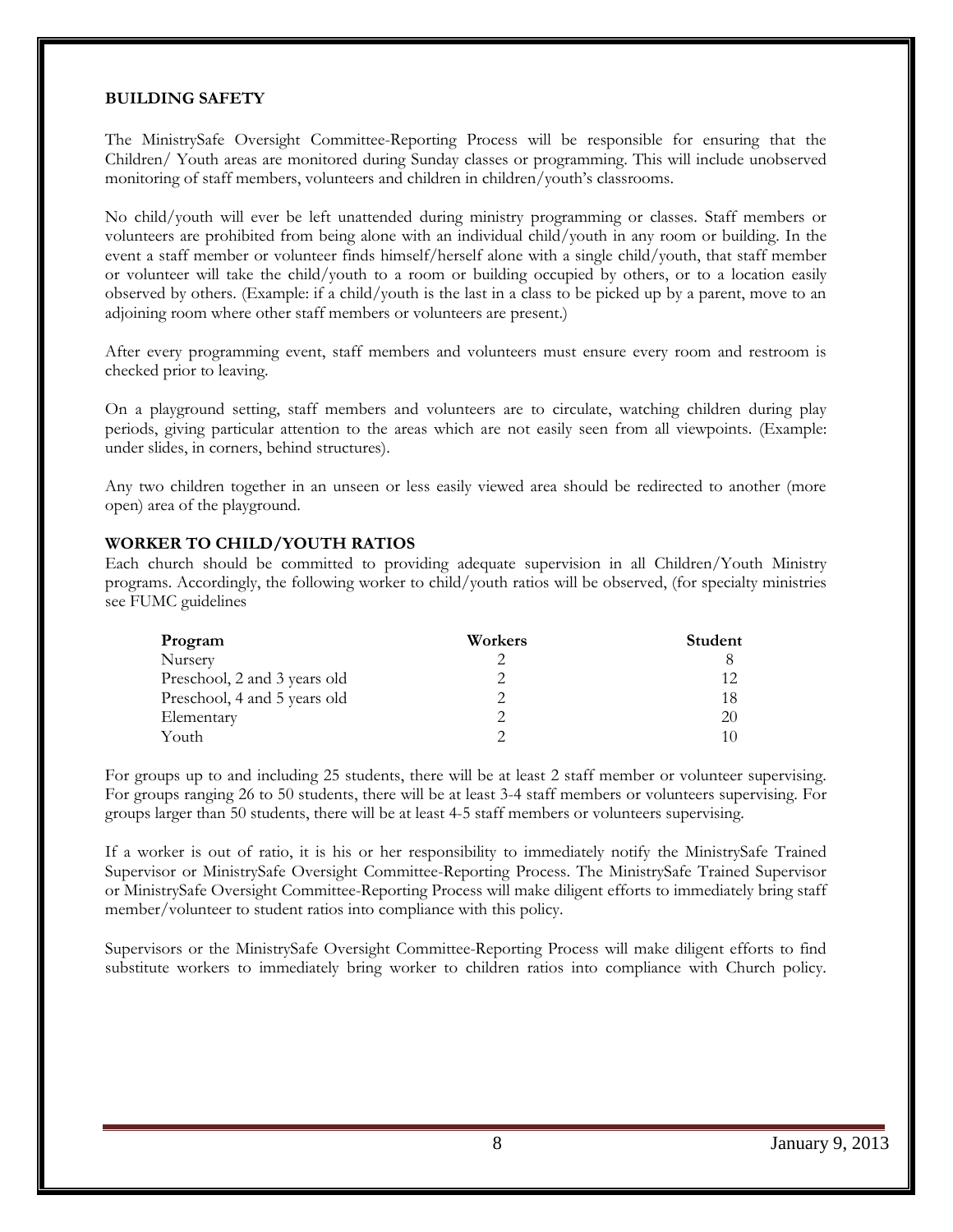## BUILDING SAFETY

The MinistrySafe Oversight Committee-Reporting Process will be responsible for ensuring that the Children/ Youth areas are monitored during Sunday classes or programming. This will include unobserved monitoring of staff members, volunteers and children in children/youth's classrooms.

No child/youth will ever be left unattended during ministry programming or classes. Staff members or volunteers are prohibited from being alone with an individual child/youth in any room or building. In the event a staff member or volunteer finds himself/herself alone with a single child/youth, that staff member or volunteer will take the child/youth to a room or building occupied by others, or to a location easily observed by others. (Example: if a child/youth is the last in a class to be picked up by a parent, move to an adjoining room where other staff members or volunteers are present.)

After every programming event, staff members and volunteers must ensure every room and restroom is checked prior to leaving.

On a playground setting, staff members and volunteers are to circulate, watching children during play periods, giving particular attention to the areas which are not easily seen from all viewpoints. (Example: under slides, in corners, behind structures).

Any two children together in an unseen or less easily viewed area should be redirected to another (more open) area of the playground.

## WORKER TO CHILD/YOUTH RATIOS

Each church should be committed to providing adequate supervision in all Children/Youth Ministry programs. Accordingly, the following worker to child/youth ratios will be observed, (for specialty ministries see FUMC guidelines

| Program | Workers | Student |
|---|---|---|
| Nursery | 2 | 8 |
| Preschool, 2 and 3 years old | 2 | 12 |
| Preschool, 4 and 5 years old | 2 | 18 |
| Elementary | 2 | 20 |
| Youth | 2 | 10 |

For groups up to and including 25 students, there will be at least 2 staff member or volunteer supervising. For groups ranging 26 to 50 students, there will be at least 3-4 staff members or volunteers supervising. For groups larger than 50 students, there will be at least 4-5 staff members or volunteers supervising.

If a worker is out of ratio, it is his or her responsibility to immediately notify the MinistrySafe Trained Supervisor or MinistrySafe Oversight Committee-Reporting Process. The MinistrySafe Trained Supervisor or MinistrySafe Oversight Committee-Reporting Process will make diligent efforts to immediately bring staff member/volunteer to student ratios into compliance with this policy.

Supervisors or the MinistrySafe Oversight Committee-Reporting Process will make diligent efforts to find substitute workers to immediately bring worker to children ratios into compliance with Church policy.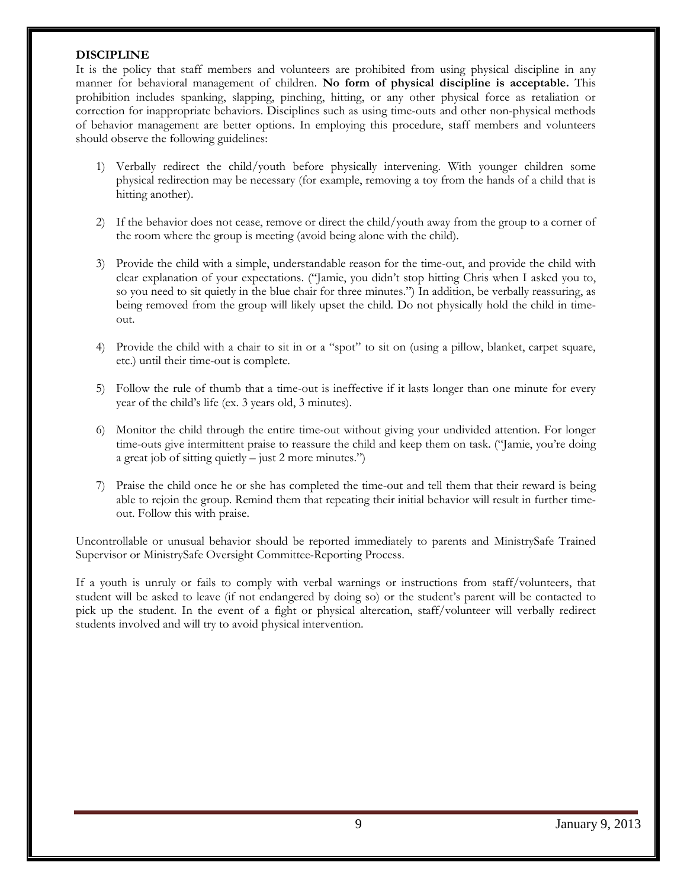## DISCIPLINE

It is the policy that staff members and volunteers are prohibited from using physical discipline in any manner for behavioral management of children. **No form of physical discipline is acceptable.** This prohibition includes spanking, slapping, pinching, hitting, or any other physical force as retaliation or correction for inappropriate behaviors. Disciplines such as using time-outs and other non-physical methods of behavior management are better options. In employing this procedure, staff members and volunteers should observe the following guidelines:

1) Verbally redirect the child/youth before physically intervening. With younger children some physical redirection may be necessary (for example, removing a toy from the hands of a child that is hitting another).

2) If the behavior does not cease, remove or direct the child/youth away from the group to a corner of the room where the group is meeting (avoid being alone with the child).

3) Provide the child with a simple, understandable reason for the time-out, and provide the child with clear explanation of your expectations. ("Jamie, you didn't stop hitting Chris when I asked you to, so you need to sit quietly in the blue chair for three minutes.") In addition, be verbally reassuring, as being removed from the group will likely upset the child. Do not physically hold the child in time-out.

4) Provide the child with a chair to sit in or a "spot" to sit on (using a pillow, blanket, carpet square, etc.) until their time-out is complete.

5) Follow the rule of thumb that a time-out is ineffective if it lasts longer than one minute for every year of the child's life (ex. 3 years old, 3 minutes).

6) Monitor the child through the entire time-out without giving your undivided attention. For longer time-outs give intermittent praise to reassure the child and keep them on task. ("Jamie, you're doing a great job of sitting quietly – just 2 more minutes.")

7) Praise the child once he or she has completed the time-out and tell them that their reward is being able to rejoin the group. Remind them that repeating their initial behavior will result in further time-out. Follow this with praise.

Uncontrollable or unusual behavior should be reported immediately to parents and MinistrySafe Trained Supervisor or MinistrySafe Oversight Committee-Reporting Process.

If a youth is unruly or fails to comply with verbal warnings or instructions from staff/volunteers, that student will be asked to leave (if not endangered by doing so) or the student's parent will be contacted to pick up the student. In the event of a fight or physical altercation, staff/volunteer will verbally redirect students involved and will try to avoid physical intervention.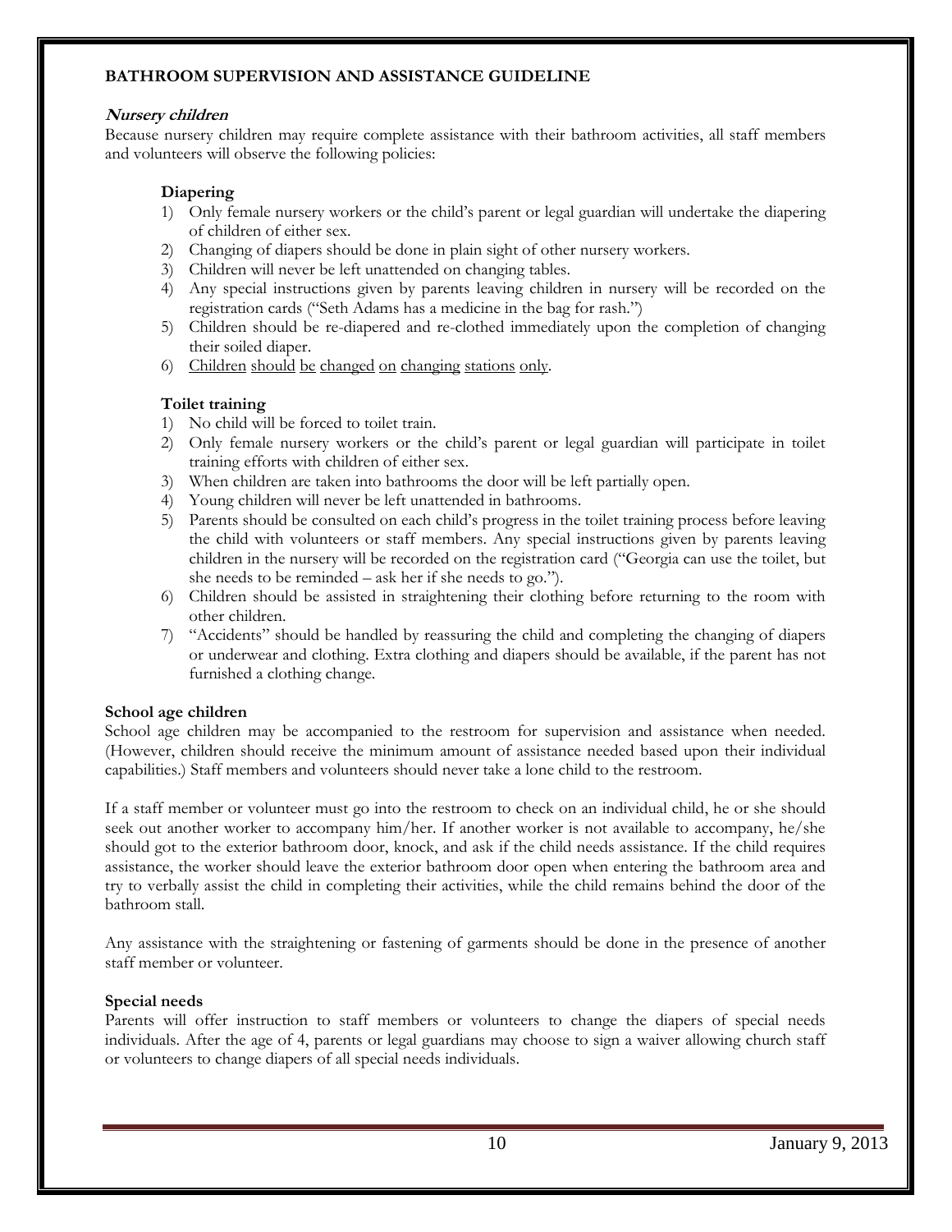## BATHROOM SUPERVISION AND ASSISTANCE GUIDELINE

### *Nursery children*

Because nursery children may require complete assistance with their bathroom activities, all staff members and volunteers will observe the following policies:

#### Diapering

1) Only female nursery workers or the child's parent or legal guardian will undertake the diapering of children of either sex.
2) Changing of diapers should be done in plain sight of other nursery workers.
3) Children will never be left unattended on changing tables.
4) Any special instructions given by parents leaving children in nursery will be recorded on the registration cards ("Seth Adams has a medicine in the bag for rash.")
5) Children should be re-diapered and re-clothed immediately upon the completion of changing their soiled diaper.
6) <u>Children should be changed on changing stations only</u>.

#### Toilet training

1) No child will be forced to toilet train.
2) Only female nursery workers or the child's parent or legal guardian will participate in toilet training efforts with children of either sex.
3) When children are taken into bathrooms the door will be left partially open.
4) Young children will never be left unattended in bathrooms.
5) Parents should be consulted on each child's progress in the toilet training process before leaving the child with volunteers or staff members. Any special instructions given by parents leaving children in the nursery will be recorded on the registration card ("Georgia can use the toilet, but she needs to be reminded – ask her if she needs to go.").
6) Children should be assisted in straightening their clothing before returning to the room with other children.
7) "Accidents" should be handled by reassuring the child and completing the changing of diapers or underwear and clothing. Extra clothing and diapers should be available, if the parent has not furnished a clothing change.

### School age children

School age children may be accompanied to the restroom for supervision and assistance when needed. (However, children should receive the minimum amount of assistance needed based upon their individual capabilities.) Staff members and volunteers should never take a lone child to the restroom.

If a staff member or volunteer must go into the restroom to check on an individual child, he or she should seek out another worker to accompany him/her. If another worker is not available to accompany, he/she should got to the exterior bathroom door, knock, and ask if the child needs assistance. If the child requires assistance, the worker should leave the exterior bathroom door open when entering the bathroom area and try to verbally assist the child in completing their activities, while the child remains behind the door of the bathroom stall.

Any assistance with the straightening or fastening of garments should be done in the presence of another staff member or volunteer.

### Special needs

Parents will offer instruction to staff members or volunteers to change the diapers of special needs individuals. After the age of 4, parents or legal guardians may choose to sign a waiver allowing church staff or volunteers to change diapers of all special needs individuals.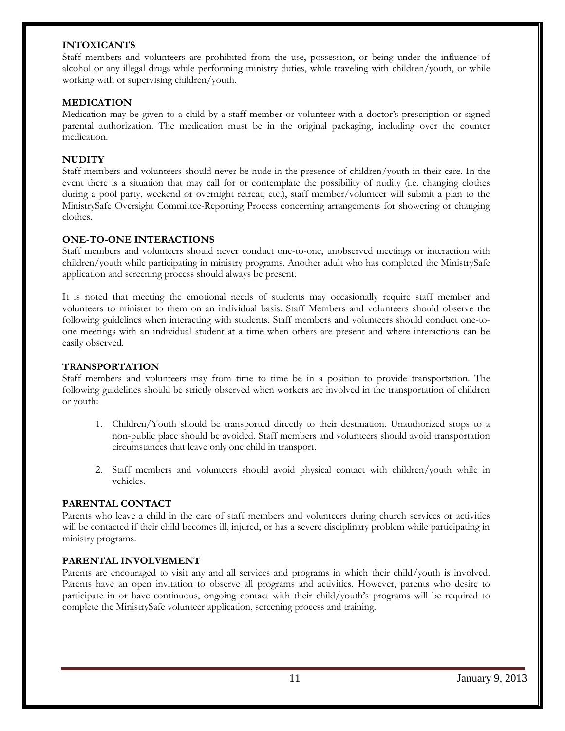**INTOXICANTS**

Staff members and volunteers are prohibited from the use, possession, or being under the influence of alcohol or any illegal drugs while performing ministry duties, while traveling with children/youth, or while working with or supervising children/youth.

**MEDICATION**

Medication may be given to a child by a staff member or volunteer with a doctor's prescription or signed parental authorization. The medication must be in the original packaging, including over the counter medication.

**NUDITY**

Staff members and volunteers should never be nude in the presence of children/youth in their care. In the event there is a situation that may call for or contemplate the possibility of nudity (i.e. changing clothes during a pool party, weekend or overnight retreat, etc.), staff member/volunteer will submit a plan to the MinistrySafe Oversight Committee-Reporting Process concerning arrangements for showering or changing clothes.

**ONE-TO-ONE INTERACTIONS**

Staff members and volunteers should never conduct one-to-one, unobserved meetings or interaction with children/youth while participating in ministry programs. Another adult who has completed the MinistrySafe application and screening process should always be present.

It is noted that meeting the emotional needs of students may occasionally require staff member and volunteers to minister to them on an individual basis. Staff Members and volunteers should observe the following guidelines when interacting with students. Staff members and volunteers should conduct one-to-one meetings with an individual student at a time when others are present and where interactions can be easily observed.

**TRANSPORTATION**

Staff members and volunteers may from time to time be in a position to provide transportation. The following guidelines should be strictly observed when workers are involved in the transportation of children or youth:

1. Children/Youth should be transported directly to their destination. Unauthorized stops to a non-public place should be avoided. Staff members and volunteers should avoid transportation circumstances that leave only one child in transport.

2. Staff members and volunteers should avoid physical contact with children/youth while in vehicles.

**PARENTAL CONTACT**

Parents who leave a child in the care of staff members and volunteers during church services or activities will be contacted if their child becomes ill, injured, or has a severe disciplinary problem while participating in ministry programs.

**PARENTAL INVOLVEMENT**

Parents are encouraged to visit any and all services and programs in which their child/youth is involved. Parents have an open invitation to observe all programs and activities. However, parents who desire to participate in or have continuous, ongoing contact with their child/youth's programs will be required to complete the MinistrySafe volunteer application, screening process and training.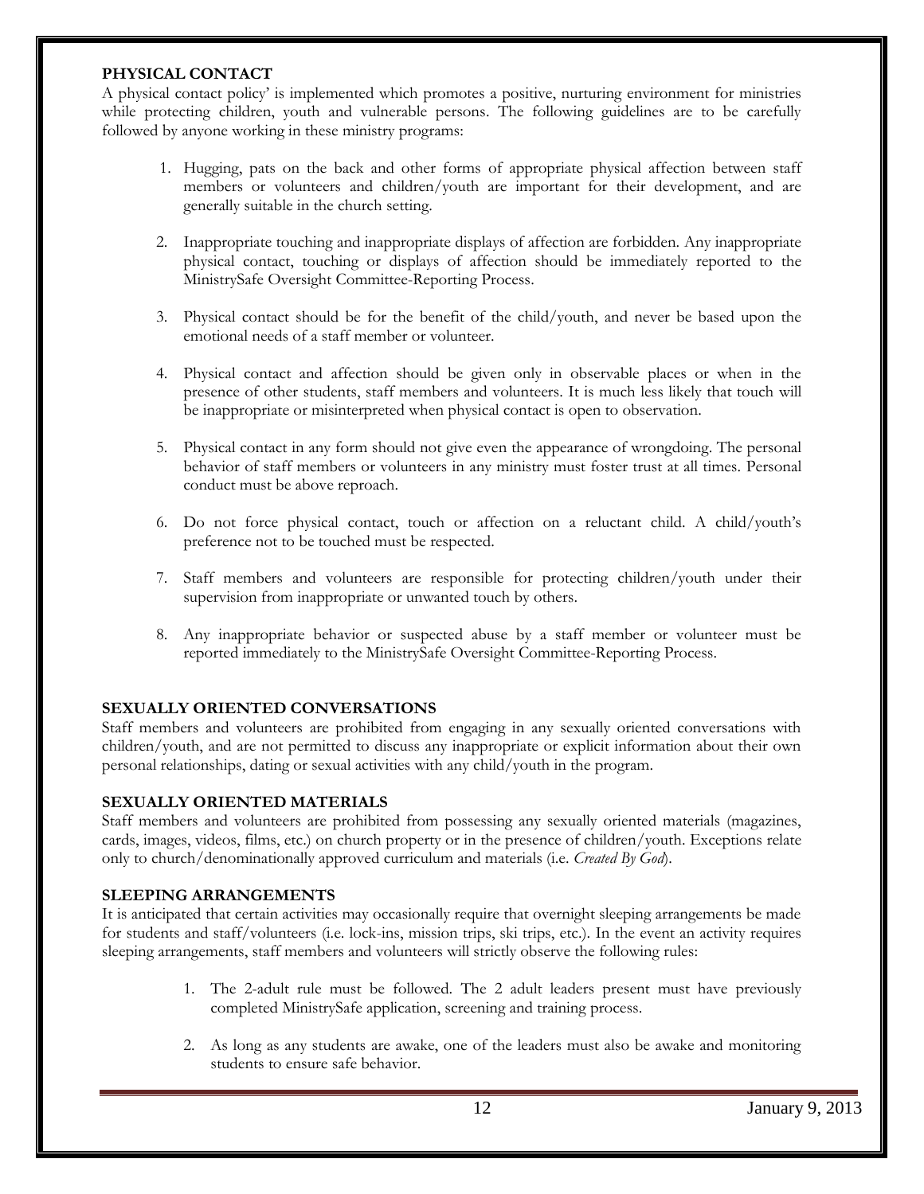**PHYSICAL CONTACT**

A physical contact policy' is implemented which promotes a positive, nurturing environment for ministries while protecting children, youth and vulnerable persons. The following guidelines are to be carefully followed by anyone working in these ministry programs:

1. Hugging, pats on the back and other forms of appropriate physical affection between staff members or volunteers and children/youth are important for their development, and are generally suitable in the church setting.

2. Inappropriate touching and inappropriate displays of affection are forbidden. Any inappropriate physical contact, touching or displays of affection should be immediately reported to the MinistrySafe Oversight Committee-Reporting Process.

3. Physical contact should be for the benefit of the child/youth, and never be based upon the emotional needs of a staff member or volunteer.

4. Physical contact and affection should be given only in observable places or when in the presence of other students, staff members and volunteers. It is much less likely that touch will be inappropriate or misinterpreted when physical contact is open to observation.

5. Physical contact in any form should not give even the appearance of wrongdoing. The personal behavior of staff members or volunteers in any ministry must foster trust at all times. Personal conduct must be above reproach.

6. Do not force physical contact, touch or affection on a reluctant child. A child/youth's preference not to be touched must be respected.

7. Staff members and volunteers are responsible for protecting children/youth under their supervision from inappropriate or unwanted touch by others.

8. Any inappropriate behavior or suspected abuse by a staff member or volunteer must be reported immediately to the MinistrySafe Oversight Committee-Reporting Process.

**SEXUALLY ORIENTED CONVERSATIONS**

Staff members and volunteers are prohibited from engaging in any sexually oriented conversations with children/youth, and are not permitted to discuss any inappropriate or explicit information about their own personal relationships, dating or sexual activities with any child/youth in the program.

**SEXUALLY ORIENTED MATERIALS**

Staff members and volunteers are prohibited from possessing any sexually oriented materials (magazines, cards, images, videos, films, etc.) on church property or in the presence of children/youth. Exceptions relate only to church/denominationally approved curriculum and materials (i.e. *Created By God*).

**SLEEPING ARRANGEMENTS**

It is anticipated that certain activities may occasionally require that overnight sleeping arrangements be made for students and staff/volunteers (i.e. lock-ins, mission trips, ski trips, etc.). In the event an activity requires sleeping arrangements, staff members and volunteers will strictly observe the following rules:

1. The 2-adult rule must be followed. The 2 adult leaders present must have previously completed MinistrySafe application, screening and training process.

2. As long as any students are awake, one of the leaders must also be awake and monitoring students to ensure safe behavior.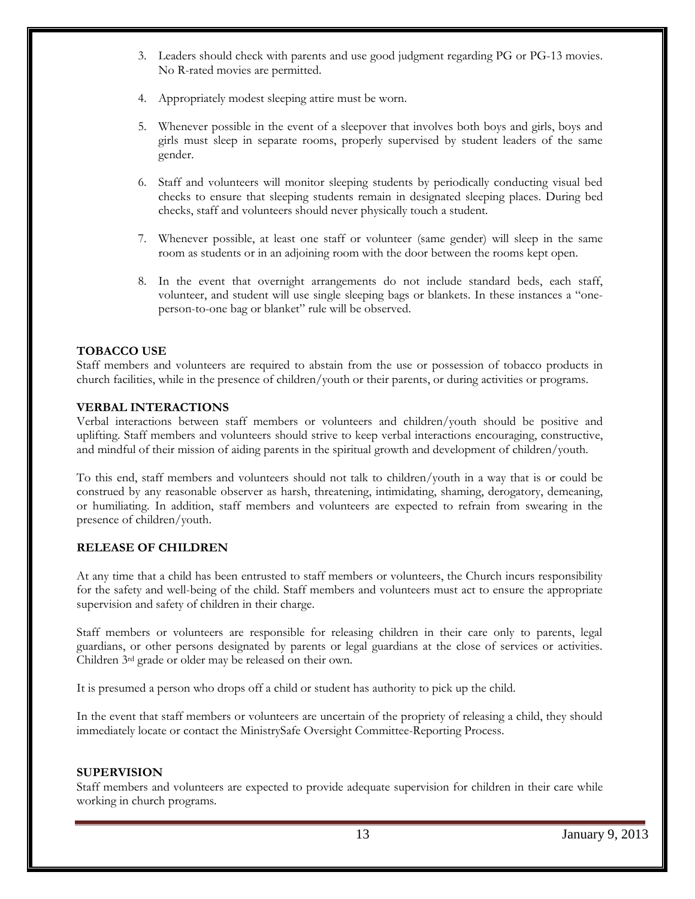3. Leaders should check with parents and use good judgment regarding PG or PG-13 movies. No R-rated movies are permitted.

4. Appropriately modest sleeping attire must be worn.

5. Whenever possible in the event of a sleepover that involves both boys and girls, boys and girls must sleep in separate rooms, properly supervised by student leaders of the same gender.

6. Staff and volunteers will monitor sleeping students by periodically conducting visual bed checks to ensure that sleeping students remain in designated sleeping places. During bed checks, staff and volunteers should never physically touch a student.

7. Whenever possible, at least one staff or volunteer (same gender) will sleep in the same room as students or in an adjoining room with the door between the rooms kept open.

8. In the event that overnight arrangements do not include standard beds, each staff, volunteer, and student will use single sleeping bags or blankets. In these instances a "one-person-to-one bag or blanket" rule will be observed.

**TOBACCO USE**

Staff members and volunteers are required to abstain from the use or possession of tobacco products in church facilities, while in the presence of children/youth or their parents, or during activities or programs.

**VERBAL INTERACTIONS**

Verbal interactions between staff members or volunteers and children/youth should be positive and uplifting. Staff members and volunteers should strive to keep verbal interactions encouraging, constructive, and mindful of their mission of aiding parents in the spiritual growth and development of children/youth.

To this end, staff members and volunteers should not talk to children/youth in a way that is or could be construed by any reasonable observer as harsh, threatening, intimidating, shaming, derogatory, demeaning, or humiliating. In addition, staff members and volunteers are expected to refrain from swearing in the presence of children/youth.

**RELEASE OF CHILDREN**

At any time that a child has been entrusted to staff members or volunteers, the Church incurs responsibility for the safety and well-being of the child. Staff members and volunteers must act to ensure the appropriate supervision and safety of children in their charge.

Staff members or volunteers are responsible for releasing children in their care only to parents, legal guardians, or other persons designated by parents or legal guardians at the close of services or activities. Children 3rd grade or older may be released on their own.

It is presumed a person who drops off a child or student has authority to pick up the child.

In the event that staff members or volunteers are uncertain of the propriety of releasing a child, they should immediately locate or contact the MinistrySafe Oversight Committee-Reporting Process.

**SUPERVISION**

Staff members and volunteers are expected to provide adequate supervision for children in their care while working in church programs.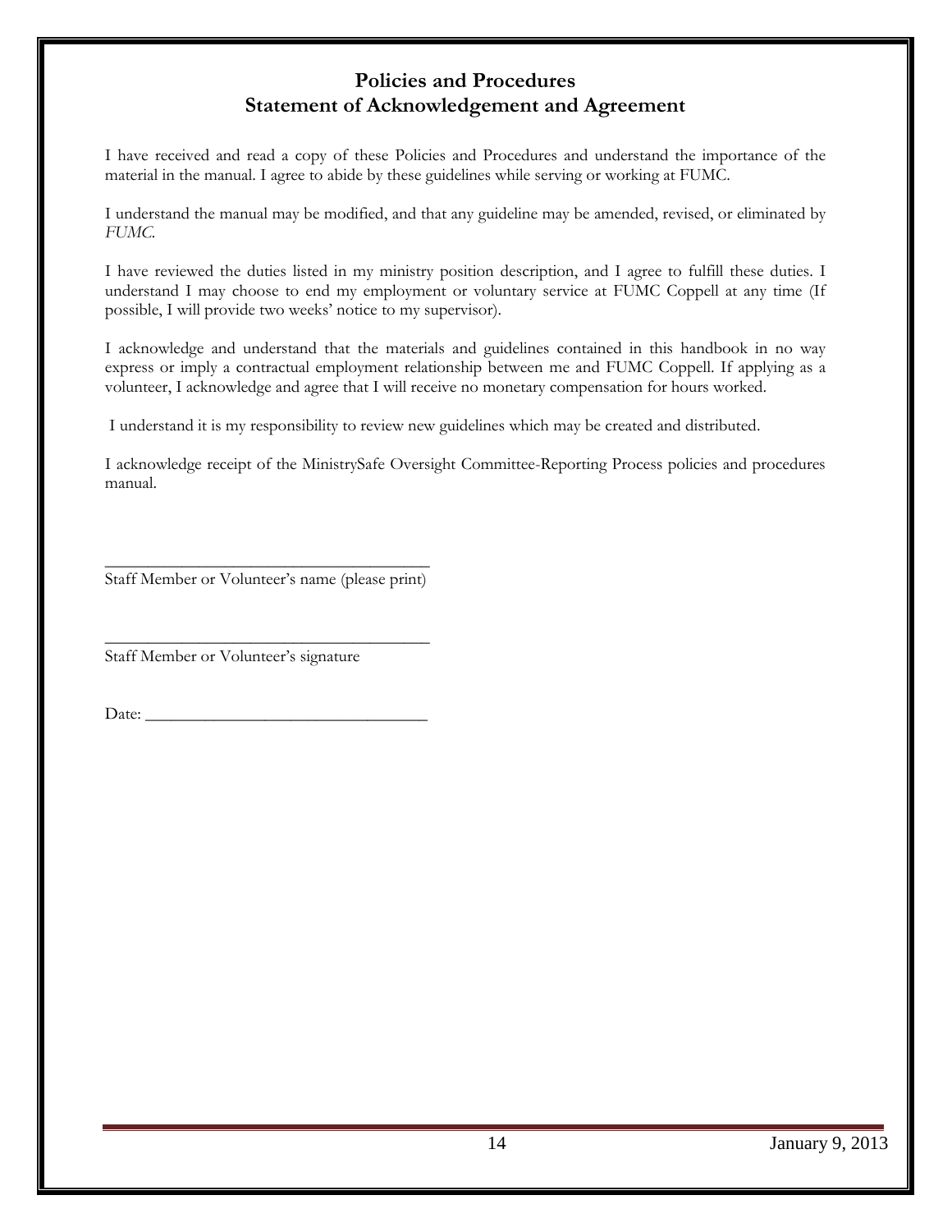# Policies and Procedures
# Statement of Acknowledgement and Agreement

I have received and read a copy of these Policies and Procedures and understand the importance of the material in the manual. I agree to abide by these guidelines while serving or working at FUMC.

I understand the manual may be modified, and that any guideline may be amended, revised, or eliminated by *FUMC.*

I have reviewed the duties listed in my ministry position description, and I agree to fulfill these duties. I understand I may choose to end my employment or voluntary service at FUMC Coppell at any time (If possible, I will provide two weeks' notice to my supervisor).

I acknowledge and understand that the materials and guidelines contained in this handbook in no way express or imply a contractual employment relationship between me and FUMC Coppell. If applying as a volunteer, I acknowledge and agree that I will receive no monetary compensation for hours worked.

I understand it is my responsibility to review new guidelines which may be created and distributed.

I acknowledge receipt of the MinistrySafe Oversight Committee-Reporting Process policies and procedures manual.

______________________________________
Staff Member or Volunteer's name (please print)

______________________________________
Staff Member or Volunteer's signature

Date: _________________________________